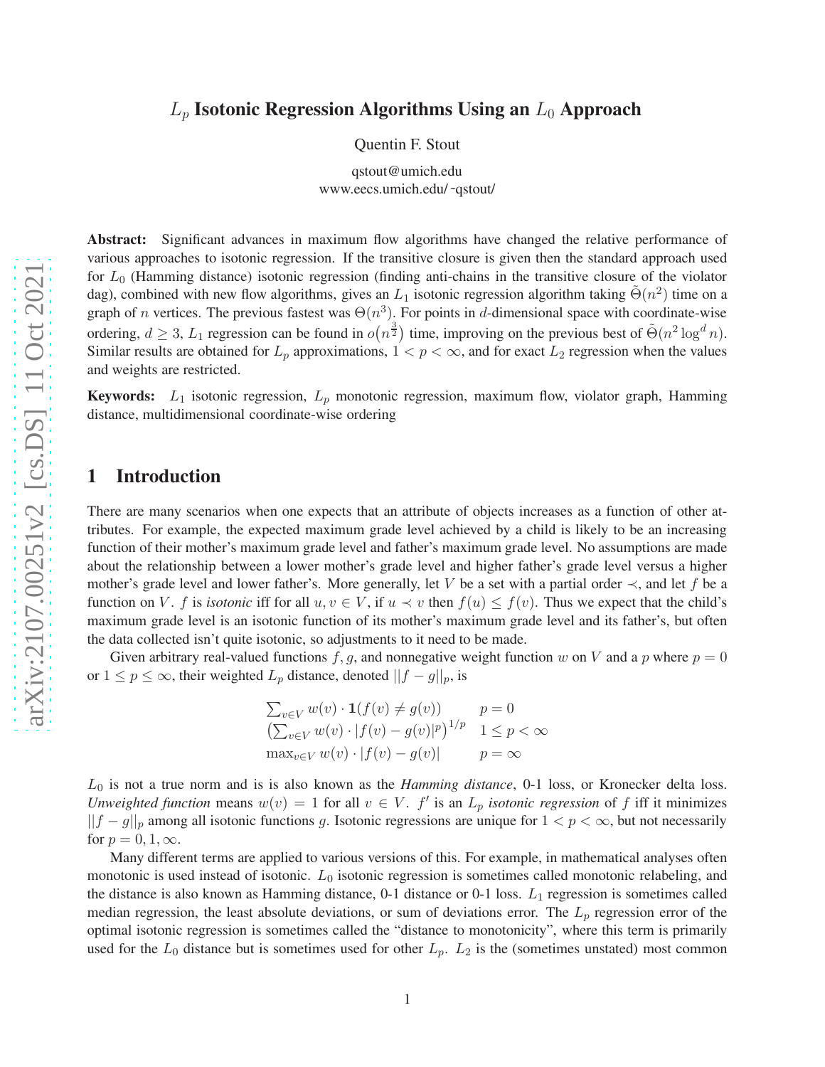# $L_p$ Isotonic Regression Algorithms Using an $L_0$ Approach

Quentin F. Stout

qstout@umich.edu
www.eecs.umich.edu/~qstout/

**Abstract:** Significant advances in maximum flow algorithms have changed the relative performance of various approaches to isotonic regression. If the transitive closure is given then the standard approach used for $L_0$ (Hamming distance) isotonic regression (finding anti-chains in the transitive closure of the violator dag), combined with new flow algorithms, gives an $L_1$ isotonic regression algorithm taking $\tilde{\Theta}(n^2)$ time on a graph of $n$ vertices. The previous fastest was $\Theta(n^3)$. For points in $d$-dimensional space with coordinate-wise ordering, $d \geq 3$, $L_1$ regression can be found in $o\big(n^{\frac{3}{2}}\big)$ time, improving on the previous best of $\tilde{\Theta}(n^2 \log^d n)$. Similar results are obtained for $L_p$ approximations, $1 < p < \infty$, and for exact $L_2$ regression when the values and weights are restricted.

**Keywords:** $L_1$ isotonic regression, $L_p$ monotonic regression, maximum flow, violator graph, Hamming distance, multidimensional coordinate-wise ordering

## 1 Introduction

There are many scenarios when one expects that an attribute of objects increases as a function of other attributes. For example, the expected maximum grade level achieved by a child is likely to be an increasing function of their mother's maximum grade level and father's maximum grade level. No assumptions are made about the relationship between a lower mother's grade level and higher father's grade level versus a higher mother's grade level and lower father's. More generally, let $V$ be a set with a partial order $\prec$, and let $f$ be a function on $V$. $f$ is *isotonic* iff for all $u, v \in V$, if $u \prec v$ then $f(u) \leq f(v)$. Thus we expect that the child's maximum grade level is an isotonic function of its mother's maximum grade level and its father's, but often the data collected isn't quite isotonic, so adjustments to it need to be made.

Given arbitrary real-valued functions $f, g$, and nonnegative weight function $w$ on $V$ and a $p$ where $p = 0$ or $1 \leq p \leq \infty$, their weighted $L_p$ distance, denoted $||f - g||_p$, is

$$
\begin{array}{ll}
\sum_{v \in V} w(v) \cdot \mathbf{1}(f(v) \neq g(v)) & p = 0 \\
\left(\sum_{v \in V} w(v) \cdot |f(v) - g(v)|^p\right)^{1/p} & 1 \leq p < \infty \\
\max_{v \in V} w(v) \cdot |f(v) - g(v)| & p = \infty
\end{array}
$$

$L_0$ is not a true norm and is is also known as the *Hamming distance*, 0-1 loss, or Kronecker delta loss. *Unweighted function* means $w(v) = 1$ for all $v \in V$. $f'$ is an $L_p$ *isotonic regression* of $f$ iff it minimizes $||f - g||_p$ among all isotonic functions $g$. Isotonic regressions are unique for $1 < p < \infty$, but not necessarily for $p = 0, 1, \infty$.

Many different terms are applied to various versions of this. For example, in mathematical analyses often monotonic is used instead of isotonic. $L_0$ isotonic regression is sometimes called monotonic relabeling, and the distance is also known as Hamming distance, 0-1 distance or 0-1 loss. $L_1$ regression is sometimes called median regression, the least absolute deviations, or sum of deviations error. The $L_p$ regression error of the optimal isotonic regression is sometimes called the "distance to monotonicity", where this term is primarily used for the $L_0$ distance but is sometimes used for other $L_p$. $L_2$ is the (sometimes unstated) most common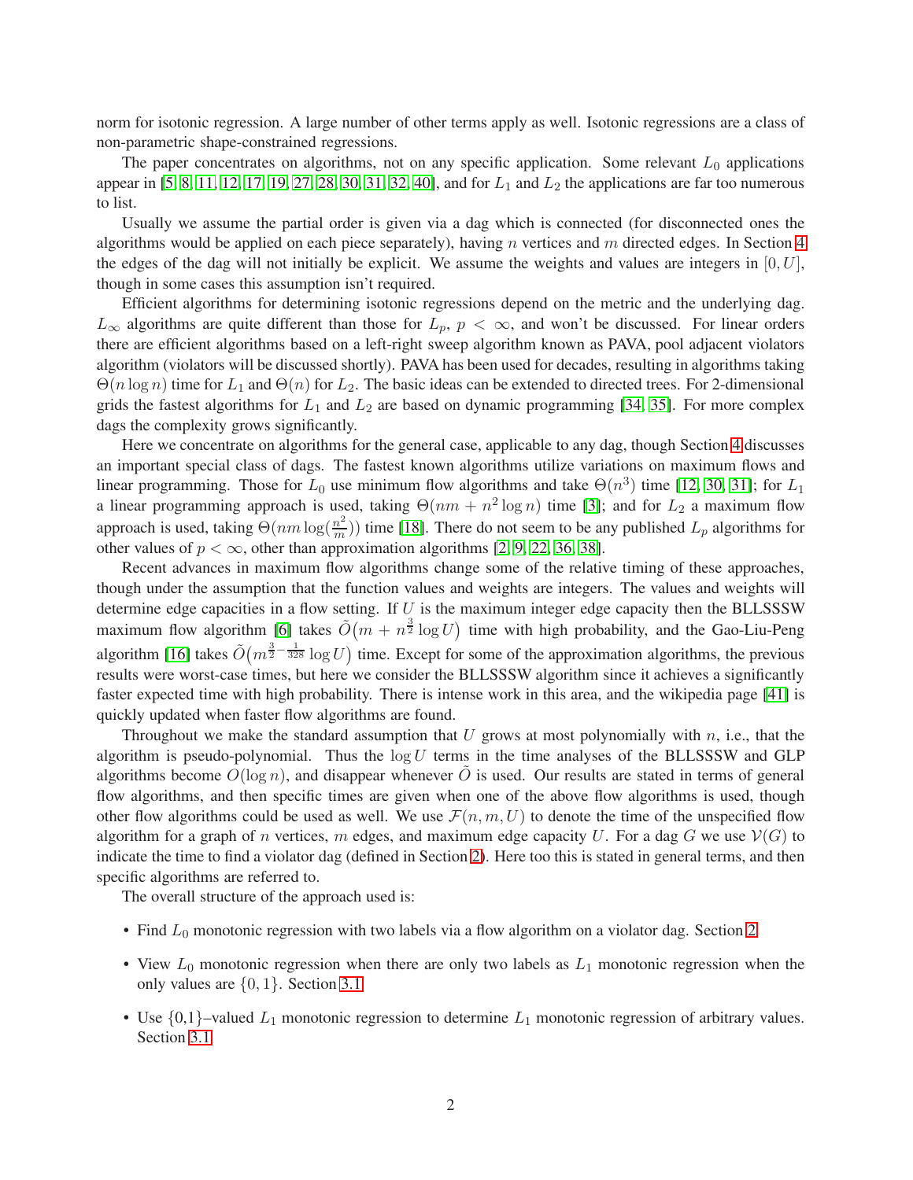norm for isotonic regression. A large number of other terms apply as well. Isotonic regressions are a class of non-parametric shape-constrained regressions.

The paper concentrates on algorithms, not on any specific application. Some relevant $L_0$ applications appear in [5, 8, 11, 12, 17, 19, 27, 28, 30, 31, 32, 40], and for $L_1$ and $L_2$ the applications are far too numerous to list.

Usually we assume the partial order is given via a dag which is connected (for disconnected ones the algorithms would be applied on each piece separately), having $n$ vertices and $m$ directed edges. In Section 4 the edges of the dag will not initially be explicit. We assume the weights and values are integers in $[0, U]$, though in some cases this assumption isn't required.

Efficient algorithms for determining isotonic regressions depend on the metric and the underlying dag. $L_\infty$ algorithms are quite different than those for $L_p$, $p < \infty$, and won't be discussed. For linear orders there are efficient algorithms based on a left-right sweep algorithm known as PAVA, pool adjacent violators algorithm (violators will be discussed shortly). PAVA has been used for decades, resulting in algorithms taking $\Theta(n \log n)$ time for $L_1$ and $\Theta(n)$ for $L_2$. The basic ideas can be extended to directed trees. For 2-dimensional grids the fastest algorithms for $L_1$ and $L_2$ are based on dynamic programming [34, 35]. For more complex dags the complexity grows significantly.

Here we concentrate on algorithms for the general case, applicable to any dag, though Section 4 discusses an important special class of dags. The fastest known algorithms utilize variations on maximum flows and linear programming. Those for $L_0$ use minimum flow algorithms and take $\Theta(n^3)$ time [12, 30, 31]; for $L_1$ a linear programming approach is used, taking $\Theta(nm + n^2 \log n)$ time [3]; and for $L_2$ a maximum flow approach is used, taking $\Theta(nm \log(\frac{n^2}{m}))$ time [18]. There do not seem to be any published $L_p$ algorithms for other values of $p < \infty$, other than approximation algorithms [2, 9, 22, 36, 38].

Recent advances in maximum flow algorithms change some of the relative timing of these approaches, though under the assumption that the function values and weights are integers. The values and weights will determine edge capacities in a flow setting. If $U$ is the maximum integer edge capacity then the BLLSSSW maximum flow algorithm [6] takes $\tilde{O}\big(m + n^{\frac{3}{2}} \log U\big)$ time with high probability, and the Gao-Liu-Peng algorithm [16] takes $\tilde{O}\big(m^{\frac{3}{2} - \frac{1}{328}} \log U\big)$ time. Except for some of the approximation algorithms, the previous results were worst-case times, but here we consider the BLLSSSW algorithm since it achieves a significantly faster expected time with high probability. There is intense work in this area, and the wikipedia page [41] is quickly updated when faster flow algorithms are found.

Throughout we make the standard assumption that $U$ grows at most polynomially with $n$, i.e., that the algorithm is pseudo-polynomial. Thus the $\log U$ terms in the time analyses of the BLLSSSW and GLP algorithms become $O(\log n)$, and disappear whenever $\tilde{O}$ is used. Our results are stated in terms of general flow algorithms, and then specific times are given when one of the above flow algorithms is used, though other flow algorithms could be used as well. We use $\mathcal{F}(n, m, U)$ to denote the time of the unspecified flow algorithm for a graph of $n$ vertices, $m$ edges, and maximum edge capacity $U$. For a dag $G$ we use $\mathcal{V}(G)$ to indicate the time to find a violator dag (defined in Section 2). Here too this is stated in general terms, and then specific algorithms are referred to.

The overall structure of the approach used is:

- Find $L_0$ monotonic regression with two labels via a flow algorithm on a violator dag. Section 2
- View $L_0$ monotonic regression when there are only two labels as $L_1$ monotonic regression when the only values are $\{0, 1\}$. Section 3.1
- Use {0,1}–valued $L_1$ monotonic regression to determine $L_1$ monotonic regression of arbitrary values. Section 3.1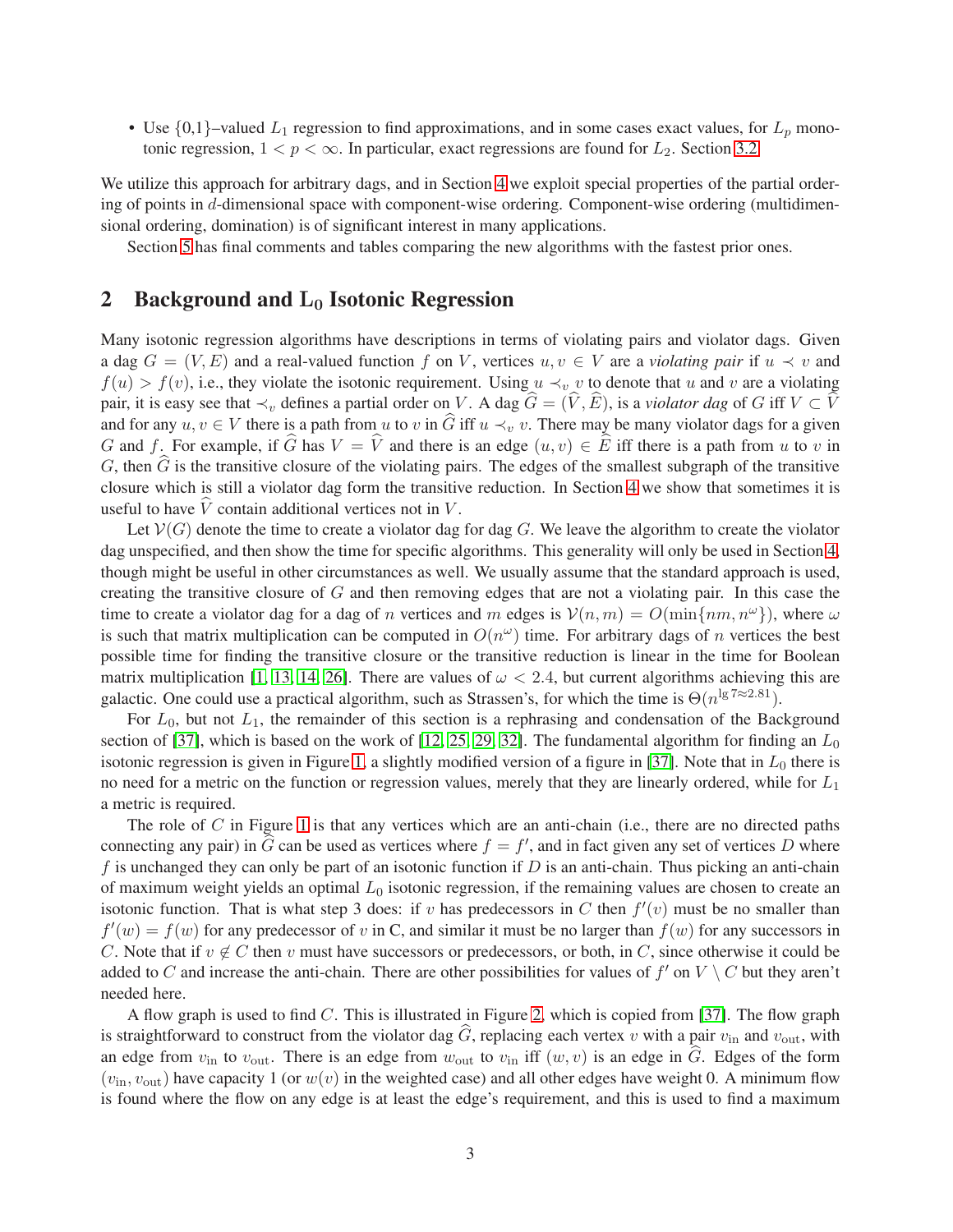- Use {0,1}–valued $L_1$ regression to find approximations, and in some cases exact values, for $L_p$ monotonic regression, $1 < p < \infty$. In particular, exact regressions are found for $L_2$. Section 3.2.

We utilize this approach for arbitrary dags, and in Section 4 we exploit special properties of the partial ordering of points in $d$-dimensional space with component-wise ordering. Component-wise ordering (multidimensional ordering, domination) is of significant interest in many applications.

Section 5 has final comments and tables comparing the new algorithms with the fastest prior ones.

## 2 Background and $L_0$ Isotonic Regression

Many isotonic regression algorithms have descriptions in terms of violating pairs and violator dags. Given a dag $G = (V, E)$ and a real-valued function $f$ on $V$, vertices $u, v \in V$ are a *violating pair* if $u \prec v$ and $f(u) > f(v)$, i.e., they violate the isotonic requirement. Using $u \prec_v v$ to denote that $u$ and $v$ are a violating pair, it is easy see that $\prec_v$ defines a partial order on $V$. A dag $\widehat{G} = (\widehat{V}, \widehat{E})$, is a *violator dag* of $G$ iff $V \subset \widehat{V}$ and for any $u, v \in V$ there is a path from $u$ to $v$ in $\widehat{G}$ iff $u \prec_v v$. There may be many violator dags for a given $G$ and $f$. For example, if $\widehat{G}$ has $V = \widehat{V}$ and there is an edge $(u, v) \in \widehat{E}$ iff there is a path from $u$ to $v$ in $G$, then $\widehat{G}$ is the transitive closure of the violating pairs. The edges of the smallest subgraph of the transitive closure which is still a violator dag form the transitive reduction. In Section 4 we show that sometimes it is useful to have $\widehat{V}$ contain additional vertices not in $V$.

Let $\mathcal{V}(G)$ denote the time to create a violator dag for dag $G$. We leave the algorithm to create the violator dag unspecified, and then show the time for specific algorithms. This generality will only be used in Section 4, though might be useful in other circumstances as well. We usually assume that the standard approach is used, creating the transitive closure of $G$ and then removing edges that are not a violating pair. In this case the time to create a violator dag for a dag of $n$ vertices and $m$ edges is $\mathcal{V}(n, m) = O(\min\{nm, n^\omega\})$, where $\omega$ is such that matrix multiplication can be computed in $O(n^\omega)$ time. For arbitrary dags of $n$ vertices the best possible time for finding the transitive closure or the transitive reduction is linear in the time for Boolean matrix multiplication [1, 13, 14, 26]. There are values of $\omega < 2.4$, but current algorithms achieving this are galactic. One could use a practical algorithm, such as Strassen's, for which the time is $\Theta(n^{\lg 7 \approx 2.81})$.

For $L_0$, but not $L_1$, the remainder of this section is a rephrasing and condensation of the Background section of [37], which is based on the work of [12, 25, 29, 32]. The fundamental algorithm for finding an $L_0$ isotonic regression is given in Figure 1, a slightly modified version of a figure in [37]. Note that in $L_0$ there is no need for a metric on the function or regression values, merely that they are linearly ordered, while for $L_1$ a metric is required.

The role of $C$ in Figure 1 is that any vertices which are an anti-chain (i.e., there are no directed paths connecting any pair) in $\widehat{G}$ can be used as vertices where $f = f'$, and in fact given any set of vertices $D$ where $f$ is unchanged they can only be part of an isotonic function if $D$ is an anti-chain. Thus picking an anti-chain of maximum weight yields an optimal $L_0$ isotonic regression, if the remaining values are chosen to create an isotonic function. That is what step 3 does: if $v$ has predecessors in $C$ then $f'(v)$ must be no smaller than $f'(w) = f(w)$ for any predecessor of $v$ in C, and similar it must be no larger than $f(w)$ for any successors in $C$. Note that if $v \notin C$ then $v$ must have successors or predecessors, or both, in $C$, since otherwise it could be added to $C$ and increase the anti-chain. There are other possibilities for values of $f'$ on $V \setminus C$ but they aren't needed here.

A flow graph is used to find $C$. This is illustrated in Figure 2, which is copied from [37]. The flow graph is straightforward to construct from the violator dag $\widehat{G}$, replacing each vertex $v$ with a pair $v_{\text{in}}$ and $v_{\text{out}}$, with an edge from $v_{\text{in}}$ to $v_{\text{out}}$. There is an edge from $w_{\text{out}}$ to $v_{\text{in}}$ iff $(w, v)$ is an edge in $\widehat{G}$. Edges of the form $(v_{\text{in}}, v_{\text{out}})$ have capacity 1 (or $w(v)$ in the weighted case) and all other edges have weight 0. A minimum flow is found where the flow on any edge is at least the edge's requirement, and this is used to find a maximum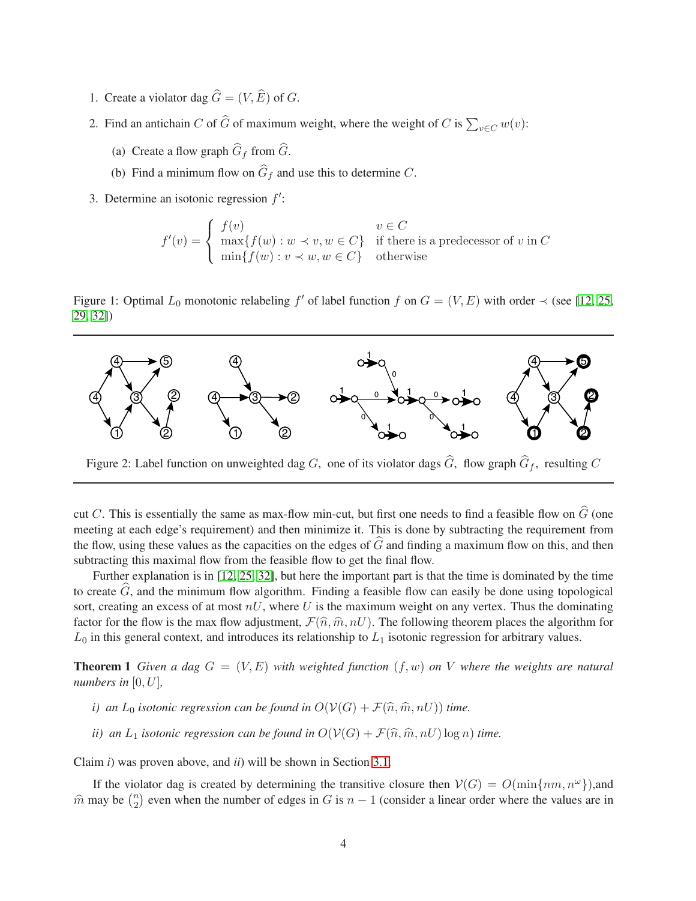1. Create a violator dag $\widehat{G} = (V, \widehat{E})$ of $G$.
2. Find an antichain $C$ of $\widehat{G}$ of maximum weight, where the weight of $C$ is $\sum_{v \in C} w(v)$:
   (a) Create a flow graph $\widehat{G}_f$ from $\widehat{G}$.
   (b) Find a minimum flow on $\widehat{G}_f$ and use this to determine $C$.
3. Determine an isotonic regression $f'$:

$$f'(v) = \begin{cases} f(v) & v \in C \\ \max\{f(w) : w \prec v, w \in C\} & \text{if there is a predecessor of } v \text{ in } C \\ \min\{f(w) : v \prec w, w \in C\} & \text{otherwise} \end{cases}$$

Figure 1: Optimal $L_0$ monotonic relabeling $f'$ of label function $f$ on $G = (V, E)$ with order $\prec$ (see [12, 25, 29, 32])

Figure 2: Label function on unweighted dag $G$, one of its violator dags $\widehat{G}$, flow graph $\widehat{G}_f$, resulting $C$

cut $C$. This is essentially the same as max-flow min-cut, but first one needs to find a feasible flow on $\widehat{G}$ (one meeting at each edge's requirement) and then minimize it. This is done by subtracting the requirement from the flow, using these values as the capacities on the edges of $\widehat{G}$ and finding a maximum flow on this, and then subtracting this maximal flow from the feasible flow to get the final flow.

Further explanation is in [12, 25, 32], but here the important part is that the time is dominated by the time to create $\widehat{G}$, and the minimum flow algorithm. Finding a feasible flow can easily be done using topological sort, creating an excess of at most $nU$, where $U$ is the maximum weight on any vertex. Thus the dominating factor for the flow is the max flow adjustment, $\mathcal{F}(\widehat{n}, \widehat{m}, nU)$. The following theorem places the algorithm for $L_0$ in this general context, and introduces its relationship to $L_1$ isotonic regression for arbitrary values.

**Theorem 1** *Given a dag $G = (V, E)$ with weighted function $(f, w)$ on $V$ where the weights are natural numbers in $[0, U]$,*

*i) an $L_0$ isotonic regression can be found in $O(\mathcal{V}(G) + \mathcal{F}(\widehat{n}, \widehat{m}, nU))$ time.*

*ii) an $L_1$ isotonic regression can be found in $O(\mathcal{V}(G) + \mathcal{F}(\widehat{n}, \widehat{m}, nU) \log n)$ time.*

Claim *i)* was proven above, and *ii)* will be shown in Section 3.1.

If the violator dag is created by determining the transitive closure then $\mathcal{V}(G) = O(\min\{nm, n^{\omega}\})$,and $\widehat{m}$ may be $\binom{n}{2}$ even when the number of edges in $G$ is $n - 1$ (consider a linear order where the values are in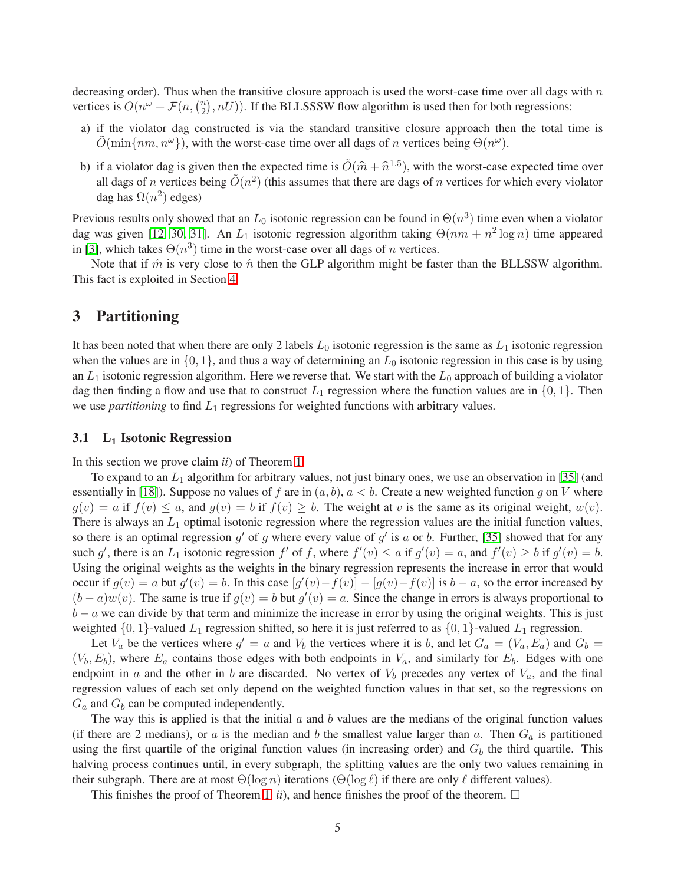decreasing order). Thus when the transitive closure approach is used the worst-case time over all dags with $n$ vertices is $O(n^\omega + \mathcal{F}(n, \binom{n}{2}, nU))$. If the BLLSSSW flow algorithm is used then for both regressions:

a) if the violator dag constructed is via the standard transitive closure approach then the total time is $\tilde{O}(\min\{nm, n^\omega\})$, with the worst-case time over all dags of $n$ vertices being $\Theta(n^\omega)$.

b) if a violator dag is given then the expected time is $\tilde{O}(\widehat{m} + \widehat{n}^{1.5})$, with the worst-case expected time over all dags of $n$ vertices being $\tilde{O}(n^2)$ (this assumes that there are dags of $n$ vertices for which every violator dag has $\Omega(n^2)$ edges)

Previous results only showed that an $L_0$ isotonic regression can be found in $\Theta(n^3)$ time even when a violator dag was given [12, 30, 31]. An $L_1$ isotonic regression algorithm taking $\Theta(nm + n^2 \log n)$ time appeared in [3], which takes $\Theta(n^3)$ time in the worst-case over all dags of $n$ vertices.

Note that if $\hat{m}$ is very close to $\hat{n}$ then the GLP algorithm might be faster than the BLLSSW algorithm. This fact is exploited in Section 4.

## 3 Partitioning

It has been noted that when there are only 2 labels $L_0$ isotonic regression is the same as $L_1$ isotonic regression when the values are in $\{0, 1\}$, and thus a way of determining an $L_0$ isotonic regression in this case is by using an $L_1$ isotonic regression algorithm. Here we reverse that. We start with the $L_0$ approach of building a violator dag then finding a flow and use that to construct $L_1$ regression where the function values are in $\{0, 1\}$. Then we use *partitioning* to find $L_1$ regressions for weighted functions with arbitrary values.

### 3.1 $\mathbf{L_1}$ Isotonic Regression

In this section we prove claim *ii*) of Theorem 1.

To expand to an $L_1$ algorithm for arbitrary values, not just binary ones, we use an observation in [35] (and essentially in [18]). Suppose no values of $f$ are in $(a, b)$, $a < b$. Create a new weighted function $g$ on $V$ where $g(v) = a$ if $f(v) \leq a$, and $g(v) = b$ if $f(v) \geq b$. The weight at $v$ is the same as its original weight, $w(v)$. There is always an $L_1$ optimal isotonic regression where the regression values are the initial function values, so there is an optimal regression $g'$ of $g$ where every value of $g'$ is $a$ or $b$. Further, [35] showed that for any such $g'$, there is an $L_1$ isotonic regression $f'$ of $f$, where $f'(v) \leq a$ if $g'(v) = a$, and $f'(v) \geq b$ if $g'(v) = b$. Using the original weights as the weights in the binary regression represents the increase in error that would occur if $g(v) = a$ but $g'(v) = b$. In this case $[g'(v) - f(v)] - [g(v) - f(v)]$ is $b - a$, so the error increased by $(b - a)w(v)$. The same is true if $g(v) = b$ but $g'(v) = a$. Since the change in errors is always proportional to $b - a$ we can divide by that term and minimize the increase in error by using the original weights. This is just weighted $\{0, 1\}$-valued $L_1$ regression shifted, so here it is just referred to as $\{0, 1\}$-valued $L_1$ regression.

Let $V_a$ be the vertices where $g' = a$ and $V_b$ the vertices where it is $b$, and let $G_a = (V_a, E_a)$ and $G_b = (V_b, E_b)$, where $E_a$ contains those edges with both endpoints in $V_a$, and similarly for $E_b$. Edges with one endpoint in $a$ and the other in $b$ are discarded. No vertex of $V_b$ precedes any vertex of $V_a$, and the final regression values of each set only depend on the weighted function values in that set, so the regressions on $G_a$ and $G_b$ can be computed independently.

The way this is applied is that the initial $a$ and $b$ values are the medians of the original function values (if there are 2 medians), or $a$ is the median and $b$ the smallest value larger than $a$. Then $G_a$ is partitioned using the first quartile of the original function values (in increasing order) and $G_b$ the third quartile. This halving process continues until, in every subgraph, the splitting values are the only two values remaining in their subgraph. There are at most $\Theta(\log n)$ iterations ($\Theta(\log \ell)$ if there are only $\ell$ different values).

This finishes the proof of Theorem 1 *ii*), and hence finishes the proof of the theorem. □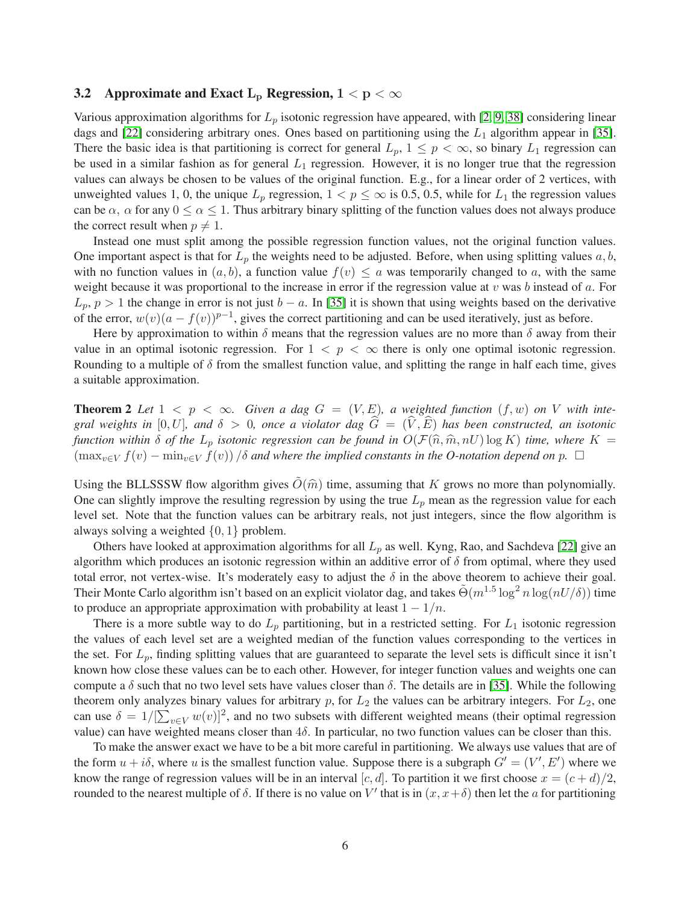### 3.2 Approximate and Exact $L_p$ Regression, $1 < p < \infty$

Various approximation algorithms for $L_p$ isotonic regression have appeared, with [2, 9, 38] considering linear dags and [22] considering arbitrary ones. Ones based on partitioning using the $L_1$ algorithm appear in [35]. There the basic idea is that partitioning is correct for general $L_p$, $1 \leq p < \infty$, so binary $L_1$ regression can be used in a similar fashion as for general $L_1$ regression. However, it is no longer true that the regression values can always be chosen to be values of the original function. E.g., for a linear order of 2 vertices, with unweighted values 1, 0, the unique $L_p$ regression, $1 < p \leq \infty$ is 0.5, 0.5, while for $L_1$ the regression values can be $\alpha$, $\alpha$ for any $0 \leq \alpha \leq 1$. Thus arbitrary binary splitting of the function values does not always produce the correct result when $p \neq 1$.

Instead one must split among the possible regression function values, not the original function values. One important aspect is that for $L_p$ the weights need to be adjusted. Before, when using splitting values $a, b$, with no function values in $(a, b)$, a function value $f(v) \leq a$ was temporarily changed to $a$, with the same weight because it was proportional to the increase in error if the regression value at $v$ was $b$ instead of $a$. For $L_p$, $p > 1$ the change in error is not just $b - a$. In [35] it is shown that using weights based on the derivative of the error, $w(v)(a - f(v))^{p-1}$, gives the correct partitioning and can be used iteratively, just as before.

Here by approximation to within $\delta$ means that the regression values are no more than $\delta$ away from their value in an optimal isotonic regression. For $1 < p < \infty$ there is only one optimal isotonic regression. Rounding to a multiple of $\delta$ from the smallest function value, and splitting the range in half each time, gives a suitable approximation.

**Theorem 2** *Let $1 < p < \infty$. Given a dag $G = (V, E)$, a weighted function $(f, w)$ on $V$ with integral weights in $[0, U]$, and $\delta > 0$, once a violator dag $\widehat{G} = (\widehat{V}, \widehat{E})$ has been constructed, an isotonic function within $\delta$ of the $L_p$ isotonic regression can be found in $O(\mathcal{F}(\widehat{n}, \widehat{m}, nU) \log K)$ time, where $K = (\max_{v \in V} f(v) - \min_{v \in V} f(v)) / \delta$ and where the implied constants in the O-notation depend on $p$.* $\square$

Using the BLLSSSW flow algorithm gives $\tilde{O}(\widehat{m})$ time, assuming that $K$ grows no more than polynomially. One can slightly improve the resulting regression by using the true $L_p$ mean as the regression value for each level set. Note that the function values can be arbitrary reals, not just integers, since the flow algorithm is always solving a weighted $\{0, 1\}$ problem.

Others have looked at approximation algorithms for all $L_p$ as well. Kyng, Rao, and Sachdeva [22] give an algorithm which produces an isotonic regression within an additive error of $\delta$ from optimal, where they used total error, not vertex-wise. It's moderately easy to adjust the $\delta$ in the above theorem to achieve their goal. Their Monte Carlo algorithm isn't based on an explicit violator dag, and takes $\tilde{\Theta}(m^{1.5} \log^2 n \log(nU/\delta))$ time to produce an appropriate approximation with probability at least $1 - 1/n$.

There is a more subtle way to do $L_p$ partitioning, but in a restricted setting. For $L_1$ isotonic regression the values of each level set are a weighted median of the function values corresponding to the vertices in the set. For $L_p$, finding splitting values that are guaranteed to separate the level sets is difficult since it isn't known how close these values can be to each other. However, for integer function values and weights one can compute a $\delta$ such that no two level sets have values closer than $\delta$. The details are in [35]. While the following theorem only analyzes binary values for arbitrary $p$, for $L_2$ the values can be arbitrary integers. For $L_2$, one can use $\delta = 1/[\sum_{v \in V} w(v)]^2$, and no two subsets with different weighted means (their optimal regression value) can have weighted means closer than $4\delta$. In particular, no two function values can be closer than this.

To make the answer exact we have to be a bit more careful in partitioning. We always use values that are of the form $u + i\delta$, where $u$ is the smallest function value. Suppose there is a subgraph $G' = (V', E')$ where we know the range of regression values will be in an interval $[c, d]$. To partition it we first choose $x = (c + d)/2$, rounded to the nearest multiple of $\delta$. If there is no value on $V'$ that is in $(x, x + \delta)$ then let the $a$ for partitioning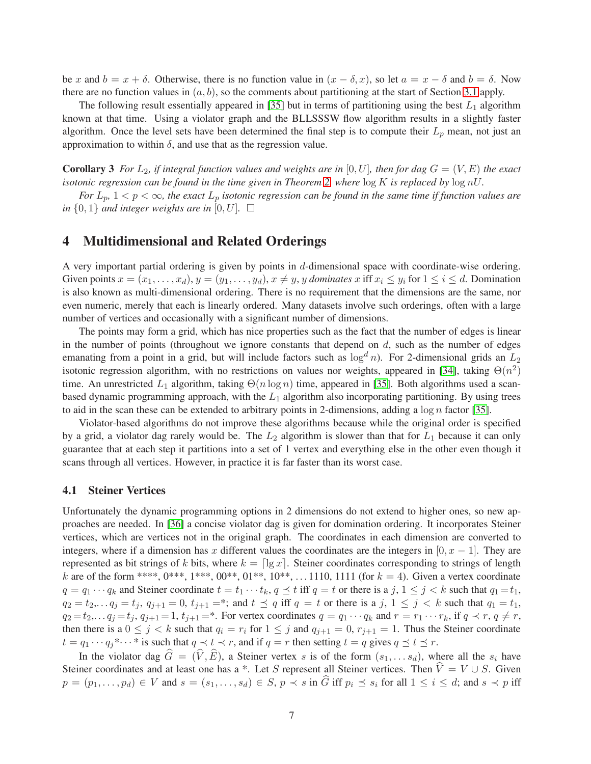be $x$ and $b = x + \delta$. Otherwise, there is no function value in $(x - \delta, x)$, so let $a = x - \delta$ and $b = \delta$. Now there are no function values in $(a, b)$, so the comments about partitioning at the start of Section 3.1 apply.

The following result essentially appeared in [35] but in terms of partitioning using the best $L_1$ algorithm known at that time. Using a violator graph and the BLLSSSW flow algorithm results in a slightly faster algorithm. Once the level sets have been determined the final step is to compute their $L_p$ mean, not just an approximation to within $\delta$, and use that as the regression value.

**Corollary 3** *For $L_2$, if integral function values and weights are in $[0, U]$, then for dag $G = (V, E)$ the exact isotonic regression can be found in the time given in Theorem 2, where $\log K$ is replaced by $\log nU$.*

*For $L_p$, $1 < p < \infty$, the exact $L_p$ isotonic regression can be found in the same time if function values are in $\{0, 1\}$ and integer weights are in $[0, U]$.* $\square$

# 4 Multidimensional and Related Orderings

A very important partial ordering is given by points in $d$-dimensional space with coordinate-wise ordering. Given points $x = (x_1, \ldots, x_d)$, $y = (y_1, \ldots, y_d)$, $x \neq y$, $y$ *dominates* $x$ iff $x_i \leq y_i$ for $1 \leq i \leq d$. Domination is also known as multi-dimensional ordering. There is no requirement that the dimensions are the same, nor even numeric, merely that each is linearly ordered. Many datasets involve such orderings, often with a large number of vertices and occasionally with a significant number of dimensions.

The points may form a grid, which has nice properties such as the fact that the number of edges is linear in the number of points (throughout we ignore constants that depend on $d$, such as the number of edges emanating from a point in a grid, but will include factors such as $\log^d n$). For 2-dimensional grids an $L_2$ isotonic regression algorithm, with no restrictions on values nor weights, appeared in [34], taking $\Theta(n^2)$ time. An unrestricted $L_1$ algorithm, taking $\Theta(n \log n)$ time, appeared in [35]. Both algorithms used a scan-based dynamic programming approach, with the $L_1$ algorithm also incorporating partitioning. By using trees to aid in the scan these can be extended to arbitrary points in 2-dimensions, adding a $\log n$ factor [35].

Violator-based algorithms do not improve these algorithms because while the original order is specified by a grid, a violator dag rarely would be. The $L_2$ algorithm is slower than that for $L_1$ because it can only guarantee that at each step it partitions into a set of 1 vertex and everything else in the other even though it scans through all vertices. However, in practice it is far faster than its worst case.

## 4.1 Steiner Vertices

Unfortunately the dynamic programming options in 2 dimensions do not extend to higher ones, so new approaches are needed. In [36] a concise violator dag is given for domination ordering. It incorporates Steiner vertices, which are vertices not in the original graph. The coordinates in each dimension are converted to integers, where if a dimension has $x$ different values the coordinates are the integers in $[0, x-1]$. They are represented as bit strings of $k$ bits, where $k = \lceil \lg x \rceil$. Steiner coordinates corresponding to strings of length $k$ are of the form \*\*\*\*, 0\*\*\*, 1\*\*\*, 00\*\*, 01\*\*, 10\*\*, ... 1110, 1111 (for $k = 4$). Given a vertex coordinate $q = q_1 \cdots q_k$ and Steiner coordinate $t = t_1 \cdots t_k$, $q \preceq t$ iff $q = t$ or there is a $j$, $1 \leq j < k$ such that $q_1 = t_1$, $q_2 = t_2, \ldots q_j = t_j$, $q_{j+1} = 0$, $t_{j+1} = *$; and $t \preceq q$ iff $q = t$ or there is a $j$, $1 \leq j < k$ such that $q_1 = t_1$, $q_2 = t_2, \ldots q_j = t_j$, $q_{j+1} = 1$, $t_{j+1} = *$. For vertex coordinates $q = q_1 \cdots q_k$ and $r = r_1 \cdots r_k$, if $q \prec r$, $q \neq r$, then there is a $0 \leq j < k$ such that $q_i = r_i$ for $1 \leq j$ and $q_{j+1} = 0$, $r_{j+1} = 1$. Thus the Steiner coordinate $t = q_1 \cdots q_j * \cdots *$ is such that $q \prec t \prec r$, and if $q = r$ then setting $t = q$ gives $q \preceq t \preceq r$.

In the violator dag $\widehat{G} = (\widehat{V}, \widehat{E})$, a Steiner vertex $s$ is of the form $(s_1, \ldots s_d)$, where all the $s_i$ have Steiner coordinates and at least one has a \*. Let $S$ represent all Steiner vertices. Then $\widehat{V} = V \cup S$. Given $p = (p_1, \ldots, p_d) \in V$ and $s = (s_1, \ldots, s_d) \in S$, $p \prec s$ in $\widehat{G}$ iff $p_i \preceq s_i$ for all $1 \leq i \leq d$; and $s \prec p$ iff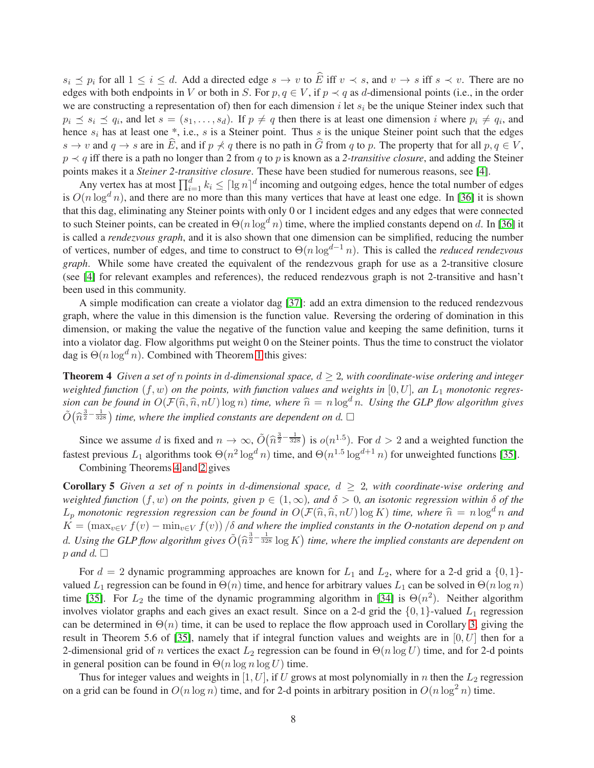$s_i \preceq p_i$ for all $1 \leq i \leq d$. Add a directed edge $s \to v$ to $\widehat{E}$ iff $v \prec s$, and $v \to s$ iff $s \prec v$. There are no edges with both endpoints in $V$ or both in $S$. For $p, q \in V$, if $p \prec q$ as $d$-dimensional points (i.e., in the order we are constructing a representation of) then for each dimension $i$ let $s_i$ be the unique Steiner index such that $p_i \preceq s_i \preceq q_i$, and let $s = (s_1, \ldots, s_d)$. If $p \neq q$ then there is at least one dimension $i$ where $p_i \neq q_i$, and hence $s_i$ has at least one *, i.e., $s$ is a Steiner point. Thus $s$ is the unique Steiner point such that the edges $s \to v$ and $q \to s$ are in $\widehat{E}$, and if $p \not\prec q$ there is no path in $\widehat{G}$ from $q$ to $p$. The property that for all $p, q \in V$, $p \prec q$ iff there is a path no longer than 2 from $q$ to $p$ is known as a *2-transitive closure*, and adding the Steiner points makes it a *Steiner 2-transitive closure*. These have been studied for numerous reasons, see [4].

Any vertex has at most $\prod_{i=1}^{d} k_i \leq \lceil \lg n \rceil^d$ incoming and outgoing edges, hence the total number of edges is $O(n \log^d n)$, and there are no more than this many vertices that have at least one edge. In [36] it is shown that this dag, eliminating any Steiner points with only 0 or 1 incident edges and any edges that were connected to such Steiner points, can be created in $\Theta(n \log^d n)$ time, where the implied constants depend on $d$. In [36] it is called a *rendezvous graph*, and it is also shown that one dimension can be simplified, reducing the number of vertices, number of edges, and time to construct to $\Theta(n \log^{d-1} n)$. This is called the *reduced rendezvous graph*. While some have created the equivalent of the rendezvous graph for use as a 2-transitive closure (see [4] for relevant examples and references), the reduced rendezvous graph is not 2-transitive and hasn't been used in this community.

A simple modification can create a violator dag [37]: add an extra dimension to the reduced rendezvous graph, where the value in this dimension is the function value. Reversing the ordering of domination in this dimension, or making the value the negative of the function value and keeping the same definition, turns it into a violator dag. Flow algorithms put weight 0 on the Steiner points. Thus the time to construct the violator dag is $\Theta(n \log^d n)$. Combined with Theorem 1 this gives:

**Theorem 4** *Given a set of $n$ points in $d$-dimensional space, $d \geq 2$, with coordinate-wise ordering and integer weighted function $(f, w)$ on the points, with function values and weights in $[0, U]$, an $L_1$ monotonic regression can be found in $O(\mathcal{F}(\widehat{n}, \widehat{n}, nU) \log n)$ time, where $\widehat{n} = n \log^d n$. Using the GLP flow algorithm gives $\tilde{O}\big(\widehat{n}^{\frac{3}{2} - \frac{1}{328}}\big)$ time, where the implied constants are dependent on $d$.* □

Since we assume $d$ is fixed and $n \to \infty$, $\tilde{O}\big(\widehat{n}^{\frac{3}{2} - \frac{1}{328}}\big)$ is $o(n^{1.5})$. For $d > 2$ and a weighted function the fastest previous $L_1$ algorithms took $\Theta(n^2 \log^d n)$ time, and $\Theta(n^{1.5} \log^{d+1} n)$ for unweighted functions [35].

Combining Theorems 4 and 2 gives

**Corollary 5** *Given a set of $n$ points in $d$-dimensional space, $d \geq 2$, with coordinate-wise ordering and weighted function $(f, w)$ on the points, given $p \in (1, \infty)$, and $\delta > 0$, an isotonic regression within $\delta$ of the $L_p$ monotonic regression regression can be found in $O(\mathcal{F}(\widehat{n}, \widehat{n}, nU) \log K)$ time, where $\widehat{n} = n \log^d n$ and $K = (\max_{v \in V} f(v) - \min_{v \in V} f(v)) / \delta$ and where the implied constants in the O-notation depend on $p$ and $d$. Using the GLP flow algorithm gives $\tilde{O}\big(\widehat{n}^{\frac{3}{2} - \frac{1}{328}} \log K\big)$ time, where the implied constants are dependent on $p$ and $d$.* □

For $d = 2$ dynamic programming approaches are known for $L_1$ and $L_2$, where for a 2-d grid a $\{0, 1\}$-valued $L_1$ regression can be found in $\Theta(n)$ time, and hence for arbitrary values $L_1$ can be solved in $\Theta(n \log n)$ time [35]. For $L_2$ the time of the dynamic programming algorithm in [34] is $\Theta(n^2)$. Neither algorithm involves violator graphs and each gives an exact result. Since on a 2-d grid the $\{0, 1\}$-valued $L_1$ regression can be determined in $\Theta(n)$ time, it can be used to replace the flow approach used in Corollary 3, giving the result in Theorem 5.6 of [35], namely that if integral function values and weights are in $[0, U]$ then for a 2-dimensional grid of $n$ vertices the exact $L_2$ regression can be found in $\Theta(n \log U)$ time, and for 2-d points in general position can be found in $\Theta(n \log n \log U)$ time.

Thus for integer values and weights in $[1, U]$, if $U$ grows at most polynomially in $n$ then the $L_2$ regression on a grid can be found in $O(n \log n)$ time, and for 2-d points in arbitrary position in $O(n \log^2 n)$ time.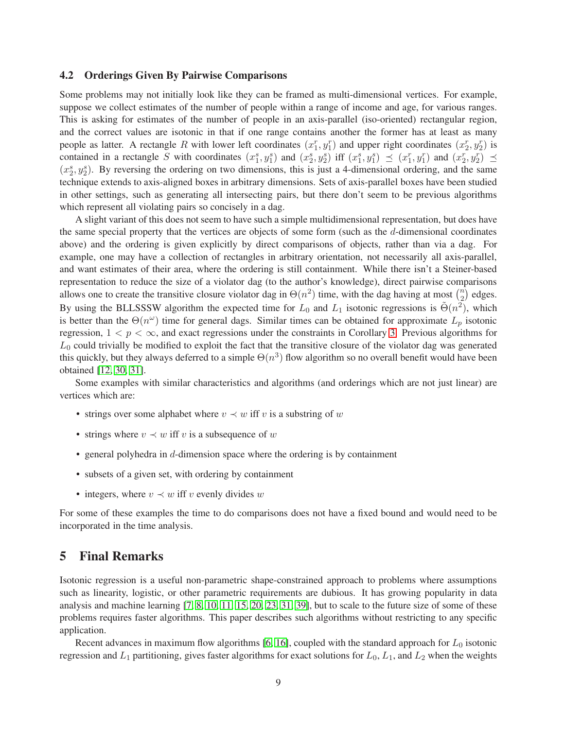### 4.2 Orderings Given By Pairwise Comparisons

Some problems may not initially look like they can be framed as multi-dimensional vertices. For example, suppose we collect estimates of the number of people within a range of income and age, for various ranges. This is asking for estimates of the number of people in an axis-parallel (iso-oriented) rectangular region, and the correct values are isotonic in that if one range contains another the former has at least as many people as latter. A rectangle $R$ with lower left coordinates $(x_1^r, y_1^r)$ and upper right coordinates $(x_2^r, y_2^r)$ is contained in a rectangle $S$ with coordinates $(x_1^s, y_1^s)$ and $(x_2^s, y_2^s)$ iff $(x_1^s, y_1^s) \preceq (x_1^r, y_1^r)$ and $(x_2^r, y_2^r) \preceq (x_2^s, y_2^s)$. By reversing the ordering on two dimensions, this is just a 4-dimensional ordering, and the same technique extends to axis-aligned boxes in arbitrary dimensions. Sets of axis-parallel boxes have been studied in other settings, such as generating all intersecting pairs, but there don't seem to be previous algorithms which represent all violating pairs so concisely in a dag.

A slight variant of this does not seem to have such a simple multidimensional representation, but does have the same special property that the vertices are objects of some form (such as the $d$-dimensional coordinates above) and the ordering is given explicitly by direct comparisons of objects, rather than via a dag. For example, one may have a collection of rectangles in arbitrary orientation, not necessarily all axis-parallel, and want estimates of their area, where the ordering is still containment. While there isn't a Steiner-based representation to reduce the size of a violator dag (to the author's knowledge), direct pairwise comparisons allows one to create the transitive closure violator dag in $\Theta(n^2)$ time, with the dag having at most $\binom{n}{2}$ edges. By using the BLLSSSW algorithm the expected time for $L_0$ and $L_1$ isotonic regressions is $\tilde{\Theta}(n^2)$, which is better than the $\Theta(n^\omega)$ time for general dags. Similar times can be obtained for approximate $L_p$ isotonic regression, $1 < p < \infty$, and exact regressions under the constraints in Corollary 3. Previous algorithms for $L_0$ could trivially be modified to exploit the fact that the transitive closure of the violator dag was generated this quickly, but they always deferred to a simple $\Theta(n^3)$ flow algorithm so no overall benefit would have been obtained [12, 30, 31].

Some examples with similar characteristics and algorithms (and orderings which are not just linear) are vertices which are:

- strings over some alphabet where $v \prec w$ iff $v$ is a substring of $w$
- strings where $v \prec w$ iff $v$ is a subsequence of $w$
- general polyhedra in $d$-dimension space where the ordering is by containment
- subsets of a given set, with ordering by containment
- integers, where $v \prec w$ iff $v$ evenly divides $w$

For some of these examples the time to do comparisons does not have a fixed bound and would need to be incorporated in the time analysis.

## 5 Final Remarks

Isotonic regression is a useful non-parametric shape-constrained approach to problems where assumptions such as linearity, logistic, or other parametric requirements are dubious. It has growing popularity in data analysis and machine learning [7, 8, 10, 11, 15, 20, 23, 31, 39], but to scale to the future size of some of these problems requires faster algorithms. This paper describes such algorithms without restricting to any specific application.

Recent advances in maximum flow algorithms [6, 16], coupled with the standard approach for $L_0$ isotonic regression and $L_1$ partitioning, gives faster algorithms for exact solutions for $L_0$, $L_1$, and $L_2$ when the weights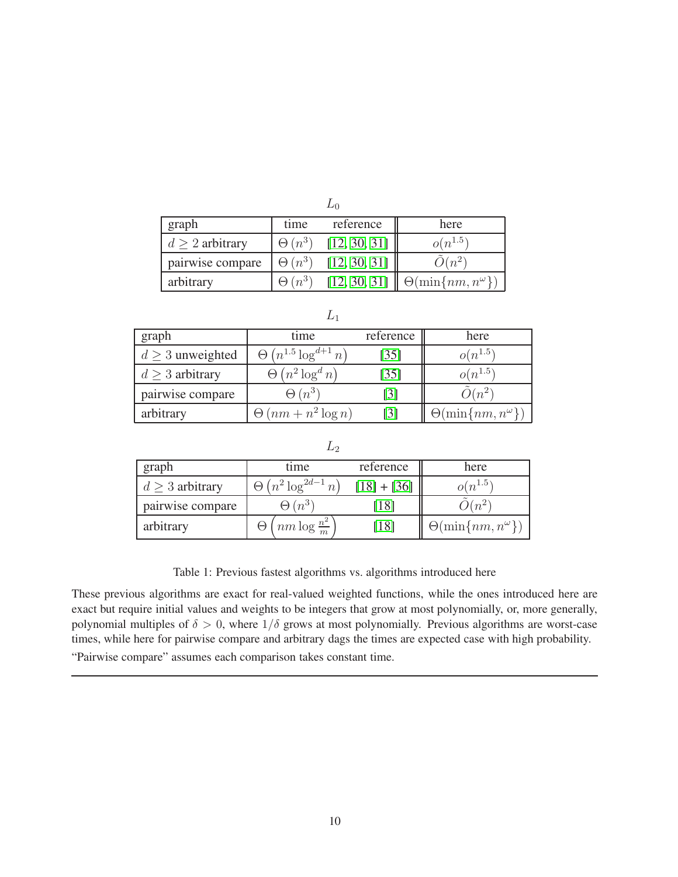$L_0$

| graph | time | reference | here |
| --- | --- | --- | --- |
| $d \geq 2$ arbitrary | $\Theta(n^3)$ | [12, 30, 31] | $o(n^{1.5})$ |
| pairwise compare | $\Theta(n^3)$ | [12, 30, 31] | $\tilde{O}(n^2)$ |
| arbitrary | $\Theta(n^3)$ | [12, 30, 31] | $\Theta(\min\{nm, n^\omega\})$ |

$L_1$

| graph | time | reference | here |
| --- | --- | --- | --- |
| $d \geq 3$ unweighted | $\Theta\left(n^{1.5}\log^{d+1} n\right)$ | [35] | $o(n^{1.5})$ |
| $d \geq 3$ arbitrary | $\Theta\left(n^2\log^d n\right)$ | [35] | $o(n^{1.5})$ |
| pairwise compare | $\Theta(n^3)$ | [3] | $\tilde{O}(n^2)$ |
| arbitrary | $\Theta(nm + n^2\log n)$ | [3] | $\Theta(\min\{nm, n^\omega\})$ |

$L_2$

| graph | time | reference | here |
| --- | --- | --- | --- |
| $d \geq 3$ arbitrary | $\Theta\left(n^2\log^{2d-1} n\right)$ | [18] + [36] | $o(n^{1.5})$ |
| pairwise compare | $\Theta(n^3)$ | [18] | $\tilde{O}(n^2)$ |
| arbitrary | $\Theta\left(nm\log\frac{n^2}{m}\right)$ | [18] | $\Theta(\min\{nm, n^\omega\})$ |

Table 1: Previous fastest algorithms vs. algorithms introduced here

These previous algorithms are exact for real-valued weighted functions, while the ones introduced here are exact but require initial values and weights to be integers that grow at most polynomially, or, more generally, polynomial multiples of $\delta > 0$, where $1/\delta$ grows at most polynomially. Previous algorithms are worst-case times, while here for pairwise compare and arbitrary dags the times are expected case with high probability.

"Pairwise compare" assumes each comparison takes constant time.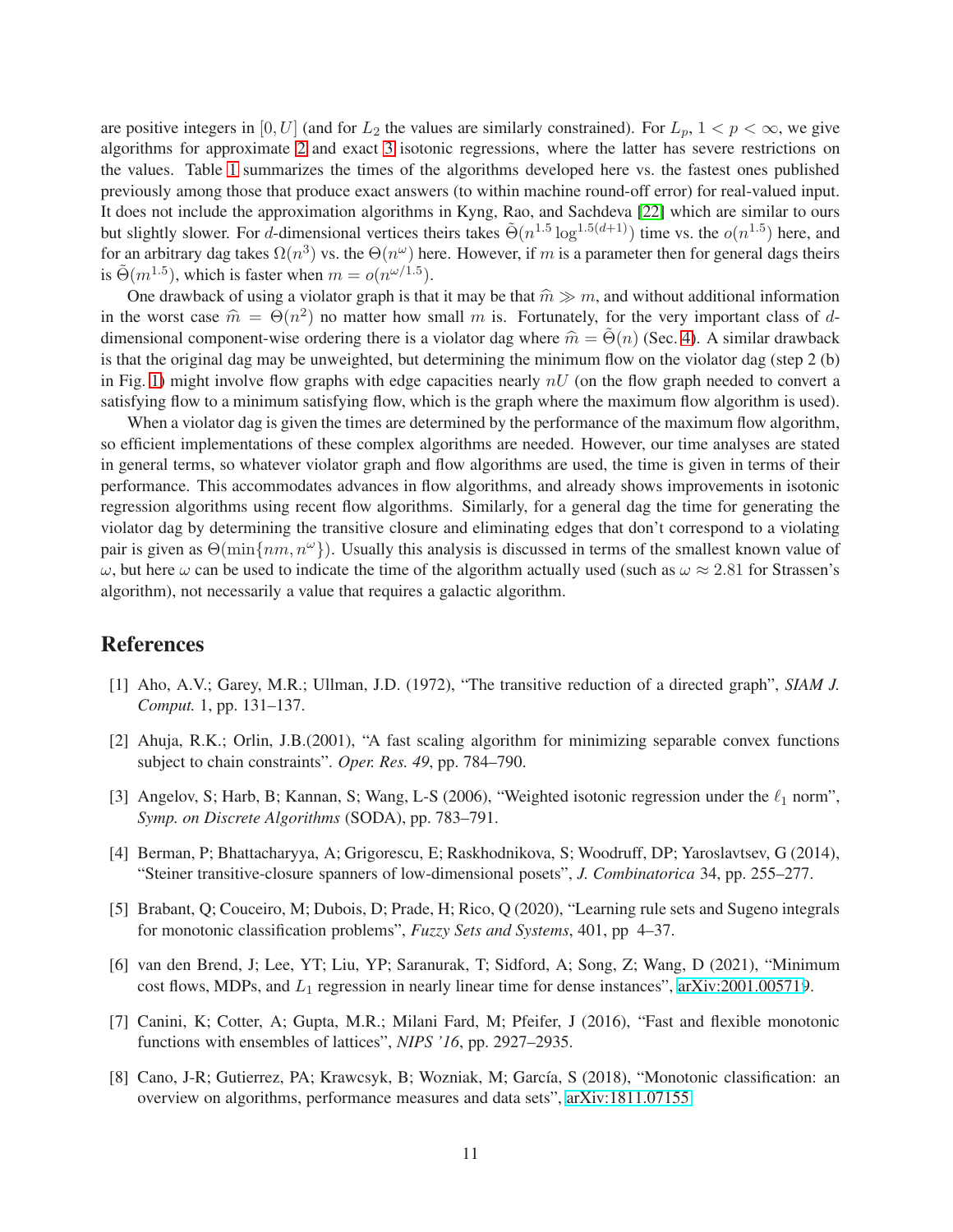are positive integers in $[0, U]$ (and for $L_2$ the values are similarly constrained). For $L_p$, $1 < p < \infty$, we give algorithms for approximate 2 and exact 3 isotonic regressions, where the latter has severe restrictions on the values. Table 1 summarizes the times of the algorithms developed here vs. the fastest ones published previously among those that produce exact answers (to within machine round-off error) for real-valued input. It does not include the approximation algorithms in Kyng, Rao, and Sachdeva [22] which are similar to ours but slightly slower. For $d$-dimensional vertices theirs takes $\tilde{\Theta}(n^{1.5} \log^{1.5(d+1)})$ time vs. the $o(n^{1.5})$ here, and for an arbitrary dag takes $\Omega(n^3)$ vs. the $\Theta(n^\omega)$ here. However, if $m$ is a parameter then for general dags theirs is $\tilde{\Theta}(m^{1.5})$, which is faster when $m = o(n^{\omega/1.5})$.

One drawback of using a violator graph is that it may be that $\widehat{m} \gg m$, and without additional information in the worst case $\widehat{m} = \Theta(n^2)$ no matter how small $m$ is. Fortunately, for the very important class of $d$-dimensional component-wise ordering there is a violator dag where $\widehat{m} = \tilde{\Theta}(n)$ (Sec. 4). A similar drawback is that the original dag may be unweighted, but determining the minimum flow on the violator dag (step 2 (b) in Fig. 1) might involve flow graphs with edge capacities nearly $nU$ (on the flow graph needed to convert a satisfying flow to a minimum satisfying flow, which is the graph where the maximum flow algorithm is used).

When a violator dag is given the times are determined by the performance of the maximum flow algorithm, so efficient implementations of these complex algorithms are needed. However, our time analyses are stated in general terms, so whatever violator graph and flow algorithms are used, the time is given in terms of their performance. This accommodates advances in flow algorithms, and already shows improvements in isotonic regression algorithms using recent flow algorithms. Similarly, for a general dag the time for generating the violator dag by determining the transitive closure and eliminating edges that don't correspond to a violating pair is given as $\Theta(\min\{nm, n^\omega\})$. Usually this analysis is discussed in terms of the smallest known value of $\omega$, but here $\omega$ can be used to indicate the time of the algorithm actually used (such as $\omega \approx 2.81$ for Strassen's algorithm), not necessarily a value that requires a galactic algorithm.

## References

[1] Aho, A.V.; Garey, M.R.; Ullman, J.D. (1972), "The transitive reduction of a directed graph", *SIAM J. Comput.* 1, pp. 131–137.

[2] Ahuja, R.K.; Orlin, J.B.(2001), "A fast scaling algorithm for minimizing separable convex functions subject to chain constraints". *Oper. Res. 49*, pp. 784–790.

[3] Angelov, S; Harb, B; Kannan, S; Wang, L-S (2006), "Weighted isotonic regression under the $\ell_1$ norm", *Symp. on Discrete Algorithms* (SODA), pp. 783–791.

[4] Berman, P; Bhattacharyya, A; Grigorescu, E; Raskhodnikova, S; Woodruff, DP; Yaroslavtsev, G (2014), "Steiner transitive-closure spanners of low-dimensional posets", *J. Combinatorica* 34, pp. 255–277.

[5] Brabant, Q; Couceiro, M; Dubois, D; Prade, H; Rico, Q (2020), "Learning rule sets and Sugeno integrals for monotonic classification problems", *Fuzzy Sets and Systems*, 401, pp 4–37.

[6] van den Brend, J; Lee, YT; Liu, YP; Saranurak, T; Sidford, A; Song, Z; Wang, D (2021), "Minimum cost flows, MDPs, and $L_1$ regression in nearly linear time for dense instances", arXiv:2001.05719.

[7] Canini, K; Cotter, A; Gupta, M.R.; Milani Fard, M; Pfeifer, J (2016), "Fast and flexible monotonic functions with ensembles of lattices", *NIPS '16*, pp. 2927–2935.

[8] Cano, J-R; Gutierrez, PA; Krawcsyk, B; Wozniak, M; García, S (2018), "Monotonic classification: an overview on algorithms, performance measures and data sets", arXiv:1811.07155.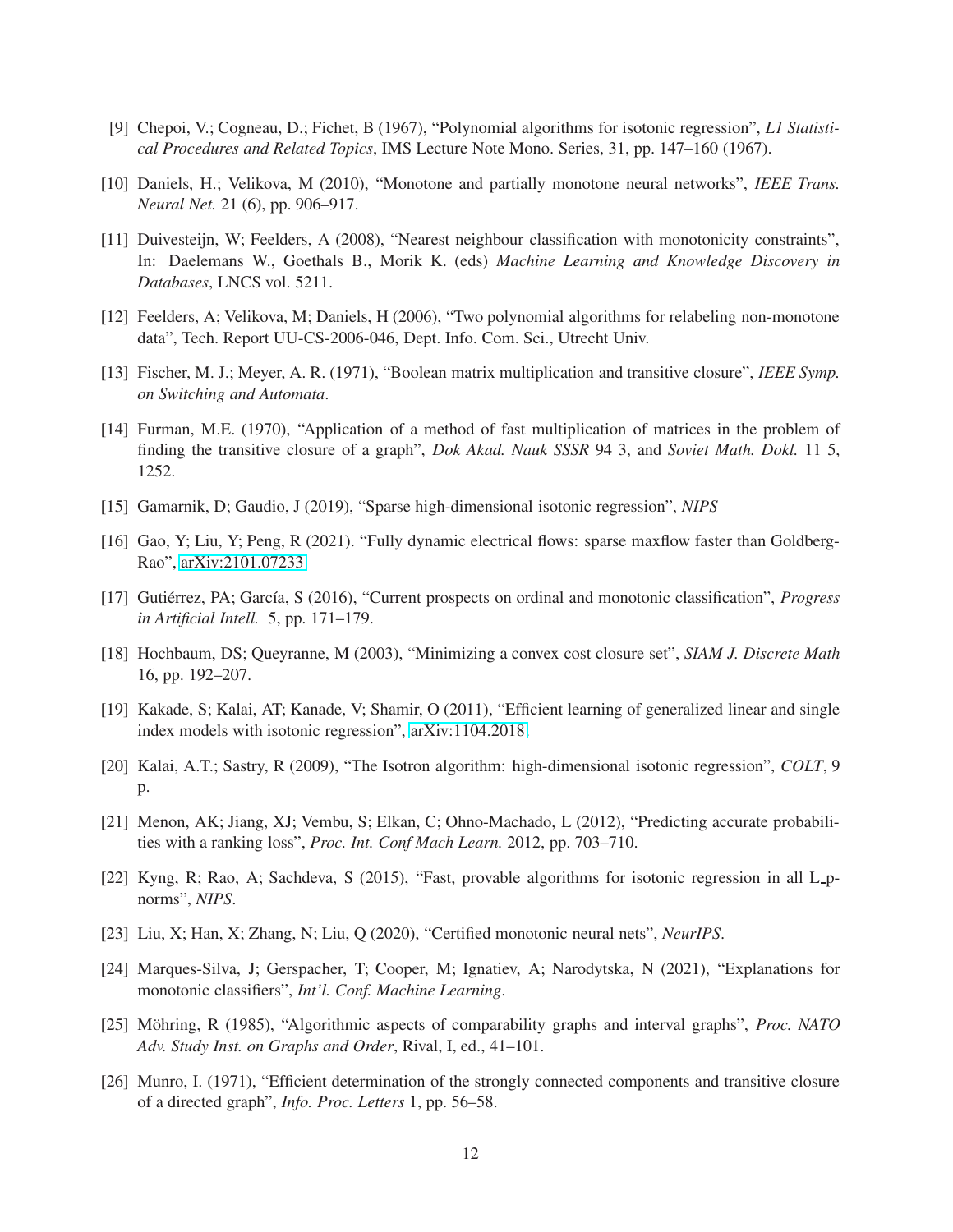[9] Chepoi, V.; Cogneau, D.; Fichet, B (1967), "Polynomial algorithms for isotonic regression", *L1 Statistical Procedures and Related Topics*, IMS Lecture Note Mono. Series, 31, pp. 147–160 (1967).

[10] Daniels, H.; Velikova, M (2010), "Monotone and partially monotone neural networks", *IEEE Trans. Neural Net.* 21 (6), pp. 906–917.

[11] Duivesteijn, W; Feelders, A (2008), "Nearest neighbour classification with monotonicity constraints", In: Daelemans W., Goethals B., Morik K. (eds) *Machine Learning and Knowledge Discovery in Databases*, LNCS vol. 5211.

[12] Feelders, A; Velikova, M; Daniels, H (2006), "Two polynomial algorithms for relabeling non-monotone data", Tech. Report UU-CS-2006-046, Dept. Info. Com. Sci., Utrecht Univ.

[13] Fischer, M. J.; Meyer, A. R. (1971), "Boolean matrix multiplication and transitive closure", *IEEE Symp. on Switching and Automata*.

[14] Furman, M.E. (1970), "Application of a method of fast multiplication of matrices in the problem of finding the transitive closure of a graph", *Dok Akad. Nauk SSSR* 94 3, and *Soviet Math. Dokl.* 11 5, 1252.

[15] Gamarnik, D; Gaudio, J (2019), "Sparse high-dimensional isotonic regression", *NIPS*

[16] Gao, Y; Liu, Y; Peng, R (2021). "Fully dynamic electrical flows: sparse maxflow faster than Goldberg-Rao", arXiv:2101.07233

[17] Gutiérrez, PA; García, S (2016), "Current prospects on ordinal and monotonic classification", *Progress in Artificial Intell.* 5, pp. 171–179.

[18] Hochbaum, DS; Queyranne, M (2003), "Minimizing a convex cost closure set", *SIAM J. Discrete Math* 16, pp. 192–207.

[19] Kakade, S; Kalai, AT; Kanade, V; Shamir, O (2011), "Efficient learning of generalized linear and single index models with isotonic regression", arXiv:1104.2018

[20] Kalai, A.T.; Sastry, R (2009), "The Isotron algorithm: high-dimensional isotonic regression", *COLT*, 9 p.

[21] Menon, AK; Jiang, XJ; Vembu, S; Elkan, C; Ohno-Machado, L (2012), "Predicting accurate probabilities with a ranking loss", *Proc. Int. Conf Mach Learn.* 2012, pp. 703–710.

[22] Kyng, R; Rao, A; Sachdeva, S (2015), "Fast, provable algorithms for isotonic regression in all L_p-norms", *NIPS*.

[23] Liu, X; Han, X; Zhang, N; Liu, Q (2020), "Certified monotonic neural nets", *NeurIPS*.

[24] Marques-Silva, J; Gerspacher, T; Cooper, M; Ignatiev, A; Narodytska, N (2021), "Explanations for monotonic classifiers", *Int'l. Conf. Machine Learning*.

[25] Möhring, R (1985), "Algorithmic aspects of comparability graphs and interval graphs", *Proc. NATO Adv. Study Inst. on Graphs and Order*, Rival, I, ed., 41–101.

[26] Munro, I. (1971), "Efficient determination of the strongly connected components and transitive closure of a directed graph", *Info. Proc. Letters* 1, pp. 56–58.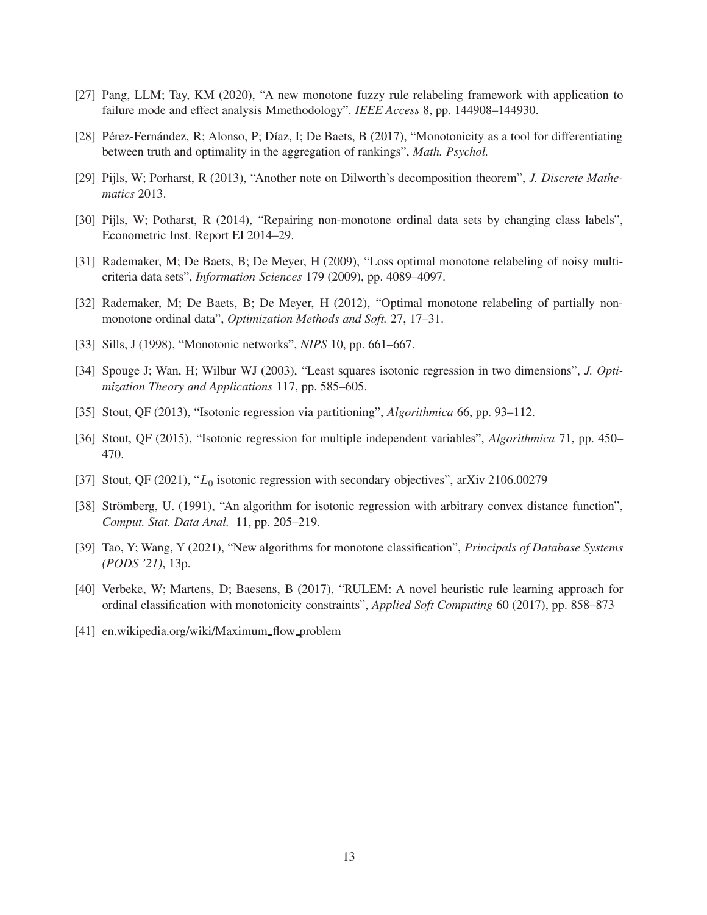[27] Pang, LLM; Tay, KM (2020), "A new monotone fuzzy rule relabeling framework with application to failure mode and effect analysis Mmethodology". *IEEE Access* 8, pp. 144908–144930.

[28] Pérez-Fernández, R; Alonso, P; Díaz, I; De Baets, B (2017), "Monotonicity as a tool for differentiating between truth and optimality in the aggregation of rankings", *Math. Psychol.*

[29] Pijls, W; Porharst, R (2013), "Another note on Dilworth's decomposition theorem", *J. Discrete Mathematics* 2013.

[30] Pijls, W; Potharst, R (2014), "Repairing non-monotone ordinal data sets by changing class labels", Econometric Inst. Report EI 2014–29.

[31] Rademaker, M; De Baets, B; De Meyer, H (2009), "Loss optimal monotone relabeling of noisy multi-criteria data sets", *Information Sciences* 179 (2009), pp. 4089–4097.

[32] Rademaker, M; De Baets, B; De Meyer, H (2012), "Optimal monotone relabeling of partially non-monotone ordinal data", *Optimization Methods and Soft.* 27, 17–31.

[33] Sills, J (1998), "Monotonic networks", *NIPS* 10, pp. 661–667.

[34] Spouge J; Wan, H; Wilbur WJ (2003), "Least squares isotonic regression in two dimensions", *J. Optimization Theory and Applications* 117, pp. 585–605.

[35] Stout, QF (2013), "Isotonic regression via partitioning", *Algorithmica* 66, pp. 93–112.

[36] Stout, QF (2015), "Isotonic regression for multiple independent variables", *Algorithmica* 71, pp. 450–470.

[37] Stout, QF (2021), "$L_0$ isotonic regression with secondary objectives", arXiv 2106.00279

[38] Strömberg, U. (1991), "An algorithm for isotonic regression with arbitrary convex distance function", *Comput. Stat. Data Anal.* 11, pp. 205–219.

[39] Tao, Y; Wang, Y (2021), "New algorithms for monotone classification", *Principals of Database Systems (PODS '21)*, 13p.

[40] Verbeke, W; Martens, D; Baesens, B (2017), "RULEM: A novel heuristic rule learning approach for ordinal classification with monotonicity constraints", *Applied Soft Computing* 60 (2017), pp. 858–873

[41] en.wikipedia.org/wiki/Maximum_flow_problem